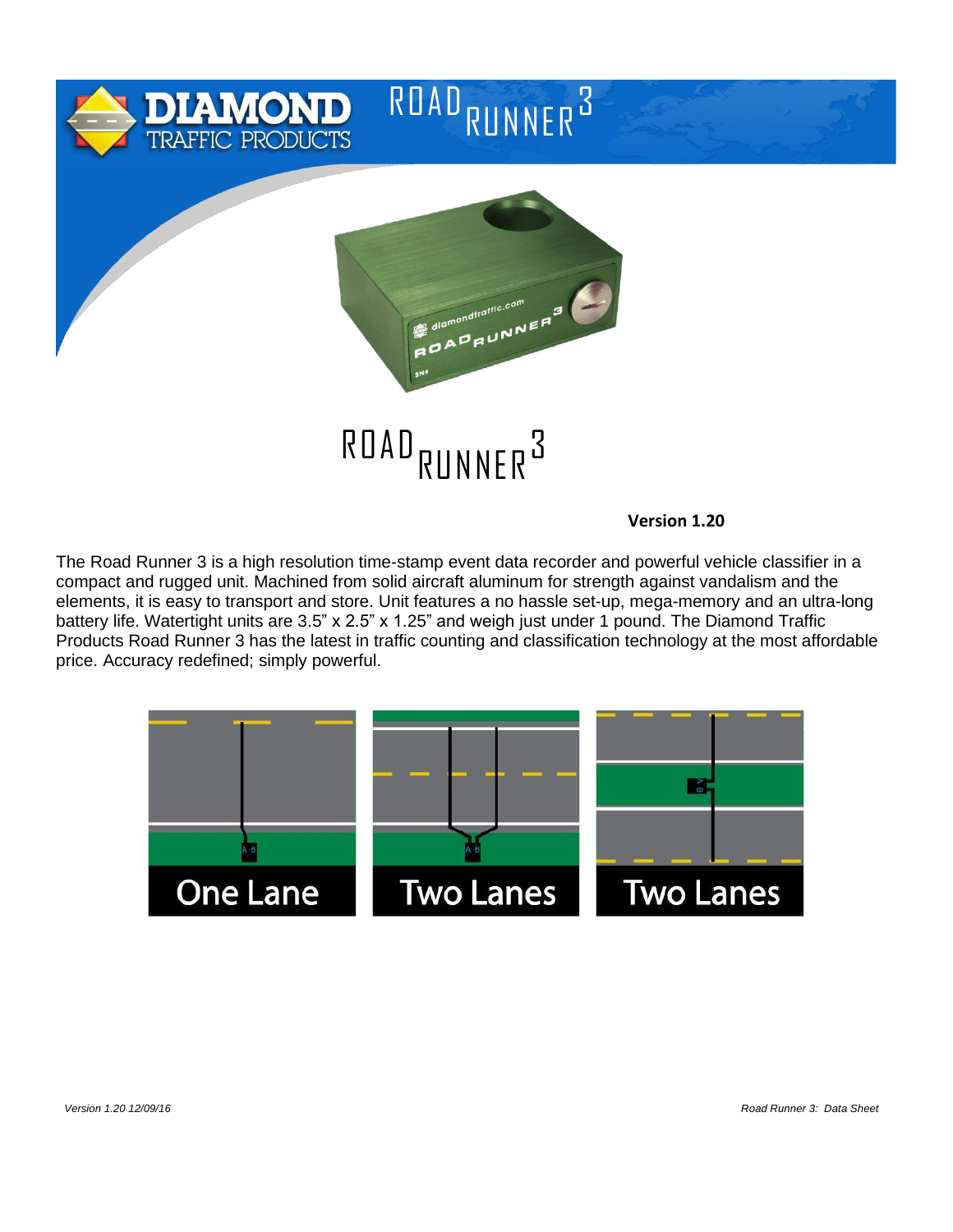# ROAD RUNNER 3

**Version 1.20**

The Road Runner 3 is a high resolution time-stamp event data recorder and powerful vehicle classifier in a compact and rugged unit. Machined from solid aircraft aluminum for strength against vandalism and the elements, it is easy to transport and store. Unit features a no hassle set-up, mega-memory and an ultra-long battery life. Watertight units are 3.5" x 2.5" x 1.25" and weigh just under 1 pound. The Diamond Traffic Products Road Runner 3 has the latest in traffic counting and classification technology at the most affordable price. Accuracy redefined; simply powerful.

One Lane

Two Lanes

Two Lanes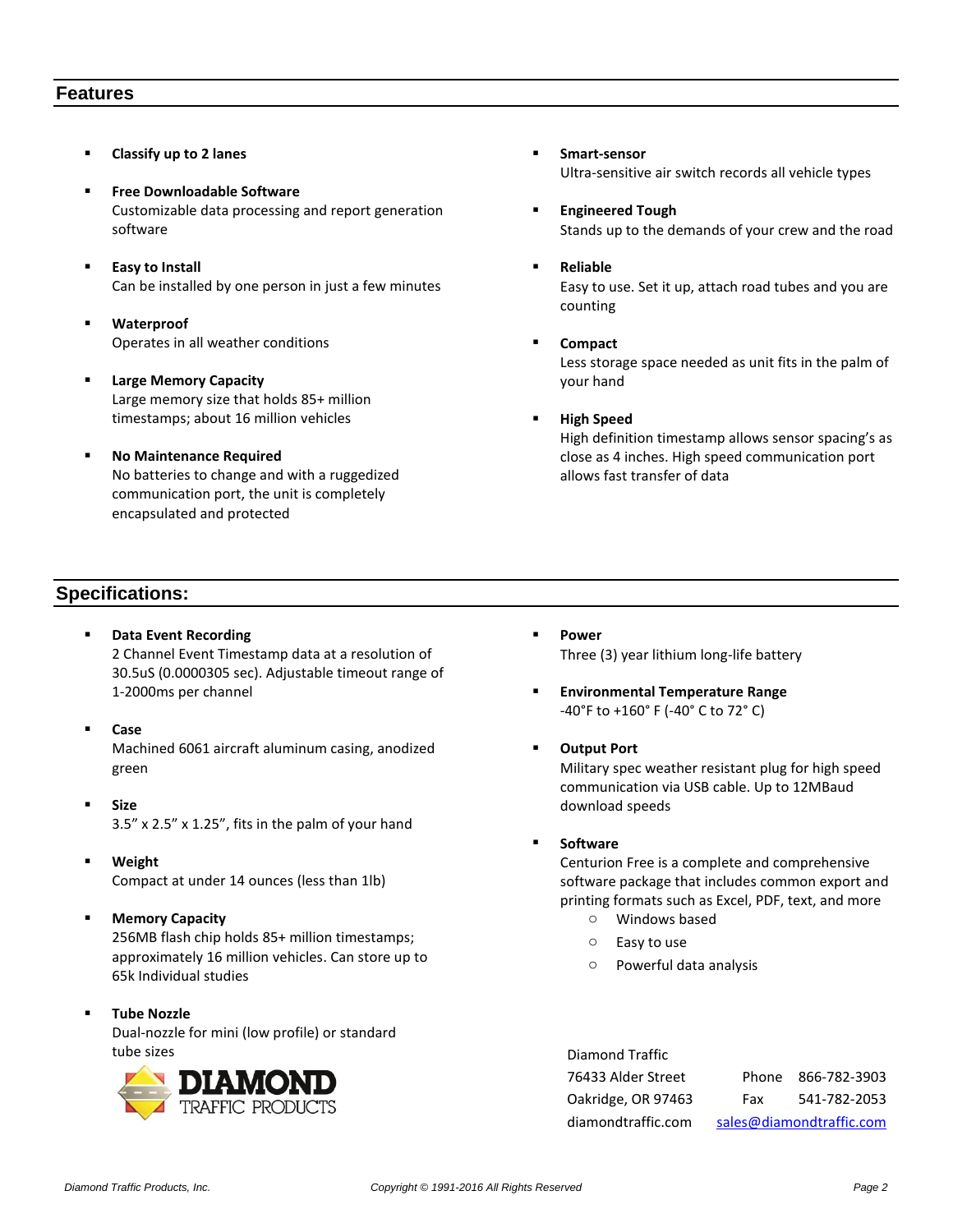## Features

- **Classify up to 2 lanes**
- **Free Downloadable Software**
  Customizable data processing and report generation software
- **Easy to Install**
  Can be installed by one person in just a few minutes
- **Waterproof**
  Operates in all weather conditions
- **Large Memory Capacity**
  Large memory size that holds 85+ million timestamps; about 16 million vehicles
- **No Maintenance Required**
  No batteries to change and with a ruggedized communication port, the unit is completely encapsulated and protected
- **Smart-sensor**
  Ultra-sensitive air switch records all vehicle types
- **Engineered Tough**
  Stands up to the demands of your crew and the road
- **Reliable**
  Easy to use. Set it up, attach road tubes and you are counting
- **Compact**
  Less storage space needed as unit fits in the palm of your hand
- **High Speed**
  High definition timestamp allows sensor spacing's as close as 4 inches. High speed communication port allows fast transfer of data

## Specifications:

- **Data Event Recording**
  2 Channel Event Timestamp data at a resolution of 30.5uS (0.0000305 sec). Adjustable timeout range of 1-2000ms per channel
- **Case**
  Machined 6061 aircraft aluminum casing, anodized green
- **Size**
  3.5" x 2.5" x 1.25", fits in the palm of your hand
- **Weight**
  Compact at under 14 ounces (less than 1lb)
- **Memory Capacity**
  256MB flash chip holds 85+ million timestamps; approximately 16 million vehicles. Can store up to 65k Individual studies
- **Tube Nozzle**
  Dual-nozzle for mini (low profile) or standard tube sizes
- **Power**
  Three (3) year lithium long-life battery
- **Environmental Temperature Range**
  -40°F to +160° F (-40° C to 72° C)
- **Output Port**
  Military spec weather resistant plug for high speed communication via USB cable. Up to 12MBaud download speeds
- **Software**
  Centurion Free is a complete and comprehensive software package that includes common export and printing formats such as Excel, PDF, text, and more
  - Windows based
  - Easy to use
  - Powerful data analysis

DIAMOND TRAFFIC PRODUCTS

Diamond Traffic
76433 Alder Street
Oakridge, OR 97463
diamondtraffic.com

Phone 866-782-3903
Fax 541-782-2053
sales@diamondtraffic.com

*Diamond Traffic Products, Inc.* *Copyright © 1991-2016 All Rights Reserved*